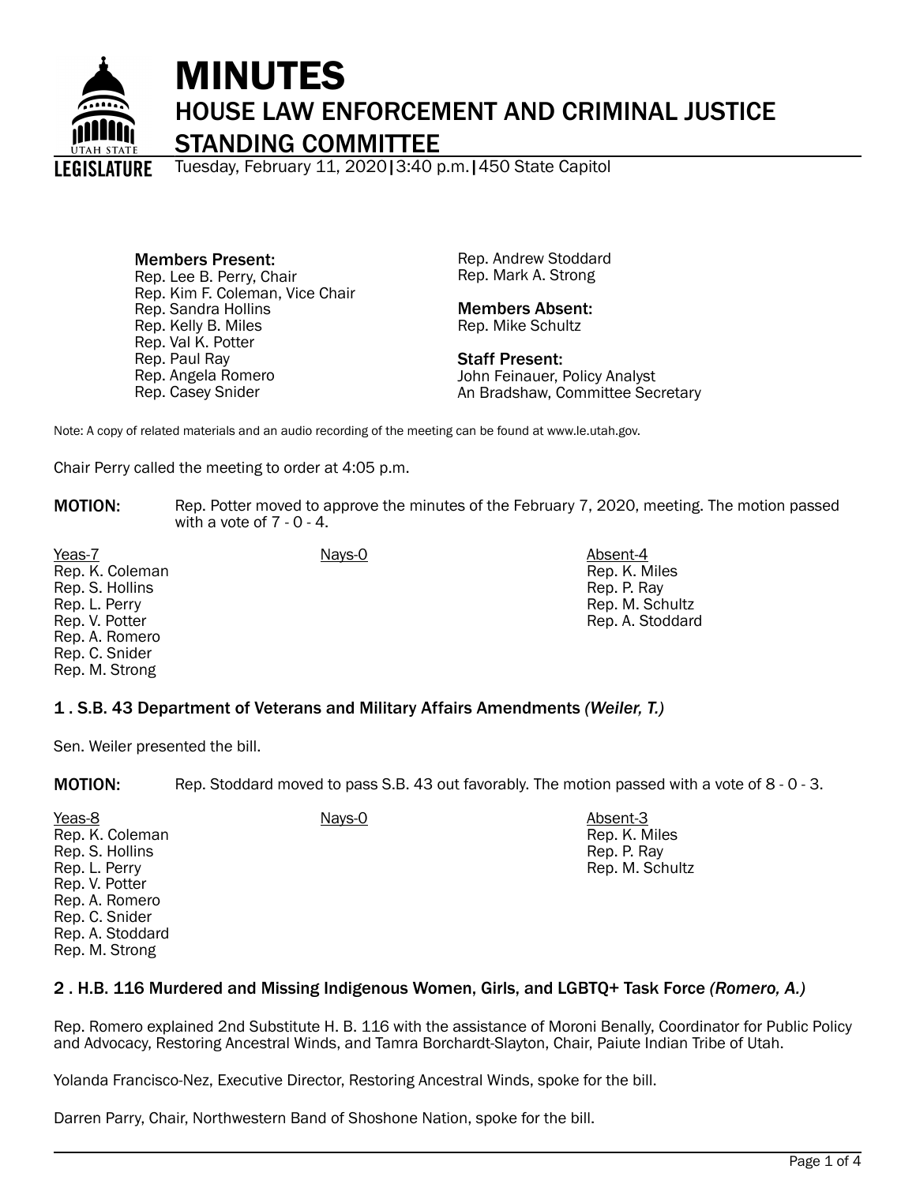# MINUTES

## HOUSE LAW ENFORCEMENT AND CRIMINAL JUSTICE STANDING COMMITTEE

Tuesday, February 11, 2020 | 3:40 p.m. | 450 State Capitol

**Members Present:**
Rep. Lee B. Perry, Chair
Rep. Kim F. Coleman, Vice Chair
Rep. Sandra Hollins
Rep. Kelly B. Miles
Rep. Val K. Potter
Rep. Paul Ray
Rep. Angela Romero
Rep. Casey Snider
Rep. Andrew Stoddard
Rep. Mark A. Strong

**Members Absent:**
Rep. Mike Schultz

**Staff Present:**
John Feinauer, Policy Analyst
An Bradshaw, Committee Secretary

Note: A copy of related materials and an audio recording of the meeting can be found at www.le.utah.gov.

Chair Perry called the meeting to order at 4:05 p.m.

**MOTION:** Rep. Potter moved to approve the minutes of the February 7, 2020, meeting. The motion passed with a vote of 7 - 0 - 4.

| Yeas-7 | Nays-0 | Absent-4 |
|---|---|---|
| Rep. K. Coleman | | Rep. K. Miles |
| Rep. S. Hollins | | Rep. P. Ray |
| Rep. L. Perry | | Rep. M. Schultz |
| Rep. V. Potter | | Rep. A. Stoddard |
| Rep. A. Romero | | |
| Rep. C. Snider | | |
| Rep. M. Strong | | |

### 1 . S.B. 43 Department of Veterans and Military Affairs Amendments *(Weiler, T.)*

Sen. Weiler presented the bill.

**MOTION:** Rep. Stoddard moved to pass S.B. 43 out favorably. The motion passed with a vote of 8 - 0 - 3.

| Yeas-8 | Nays-0 | Absent-3 |
|---|---|---|
| Rep. K. Coleman | | Rep. K. Miles |
| Rep. S. Hollins | | Rep. P. Ray |
| Rep. L. Perry | | Rep. M. Schultz |
| Rep. V. Potter | | |
| Rep. A. Romero | | |
| Rep. C. Snider | | |
| Rep. A. Stoddard | | |
| Rep. M. Strong | | |

### 2 . H.B. 116 Murdered and Missing Indigenous Women, Girls, and LGBTQ+ Task Force *(Romero, A.)*

Rep. Romero explained 2nd Substitute H. B. 116 with the assistance of Moroni Benally, Coordinator for Public Policy and Advocacy, Restoring Ancestral Winds, and Tamra Borchardt-Slayton, Chair, Paiute Indian Tribe of Utah.

Yolanda Francisco-Nez, Executive Director, Restoring Ancestral Winds, spoke for the bill.

Darren Parry, Chair, Northwestern Band of Shoshone Nation, spoke for the bill.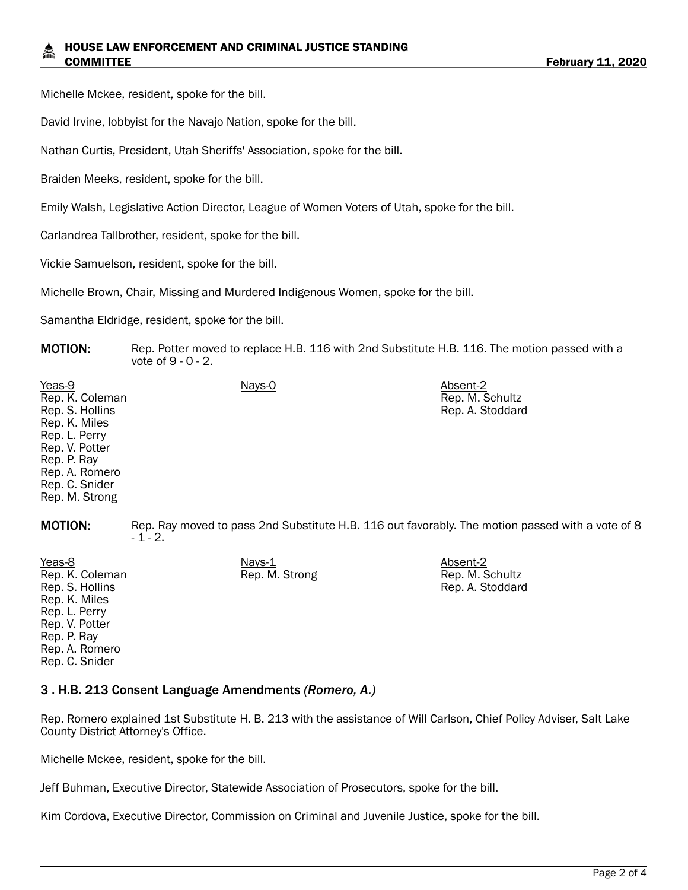Michelle Mckee, resident, spoke for the bill.

David Irvine, lobbyist for the Navajo Nation, spoke for the bill.

Nathan Curtis, President, Utah Sheriffs' Association, spoke for the bill.

Braiden Meeks, resident, spoke for the bill.

Emily Walsh, Legislative Action Director, League of Women Voters of Utah, spoke for the bill.

Carlandrea Tallbrother, resident, spoke for the bill.

Vickie Samuelson, resident, spoke for the bill.

Michelle Brown, Chair, Missing and Murdered Indigenous Women, spoke for the bill.

Samantha Eldridge, resident, spoke for the bill.

**MOTION:** Rep. Potter moved to replace H.B. 116 with 2nd Substitute H.B. 116. The motion passed with a vote of 9 - 0 - 2.

| Yeas-9 | Nays-0 | Absent-2 |
|---|---|---|
| Rep. K. Coleman | | Rep. M. Schultz |
| Rep. S. Hollins | | Rep. A. Stoddard |
| Rep. K. Miles | | |
| Rep. L. Perry | | |
| Rep. V. Potter | | |
| Rep. P. Ray | | |
| Rep. A. Romero | | |
| Rep. C. Snider | | |
| Rep. M. Strong | | |

**MOTION:** Rep. Ray moved to pass 2nd Substitute H.B. 116 out favorably. The motion passed with a vote of 8 - 1 - 2.

| Yeas-8 | Nays-1 | Absent-2 |
|---|---|---|
| Rep. K. Coleman | Rep. M. Strong | Rep. M. Schultz |
| Rep. S. Hollins | | Rep. A. Stoddard |
| Rep. K. Miles | | |
| Rep. L. Perry | | |
| Rep. V. Potter | | |
| Rep. P. Ray | | |
| Rep. A. Romero | | |
| Rep. C. Snider | | |

### 3 . H.B. 213 Consent Language Amendments *(Romero, A.)*

Rep. Romero explained 1st Substitute H. B. 213 with the assistance of Will Carlson, Chief Policy Adviser, Salt Lake County District Attorney's Office.

Michelle Mckee, resident, spoke for the bill.

Jeff Buhman, Executive Director, Statewide Association of Prosecutors, spoke for the bill.

Kim Cordova, Executive Director, Commission on Criminal and Juvenile Justice, spoke for the bill.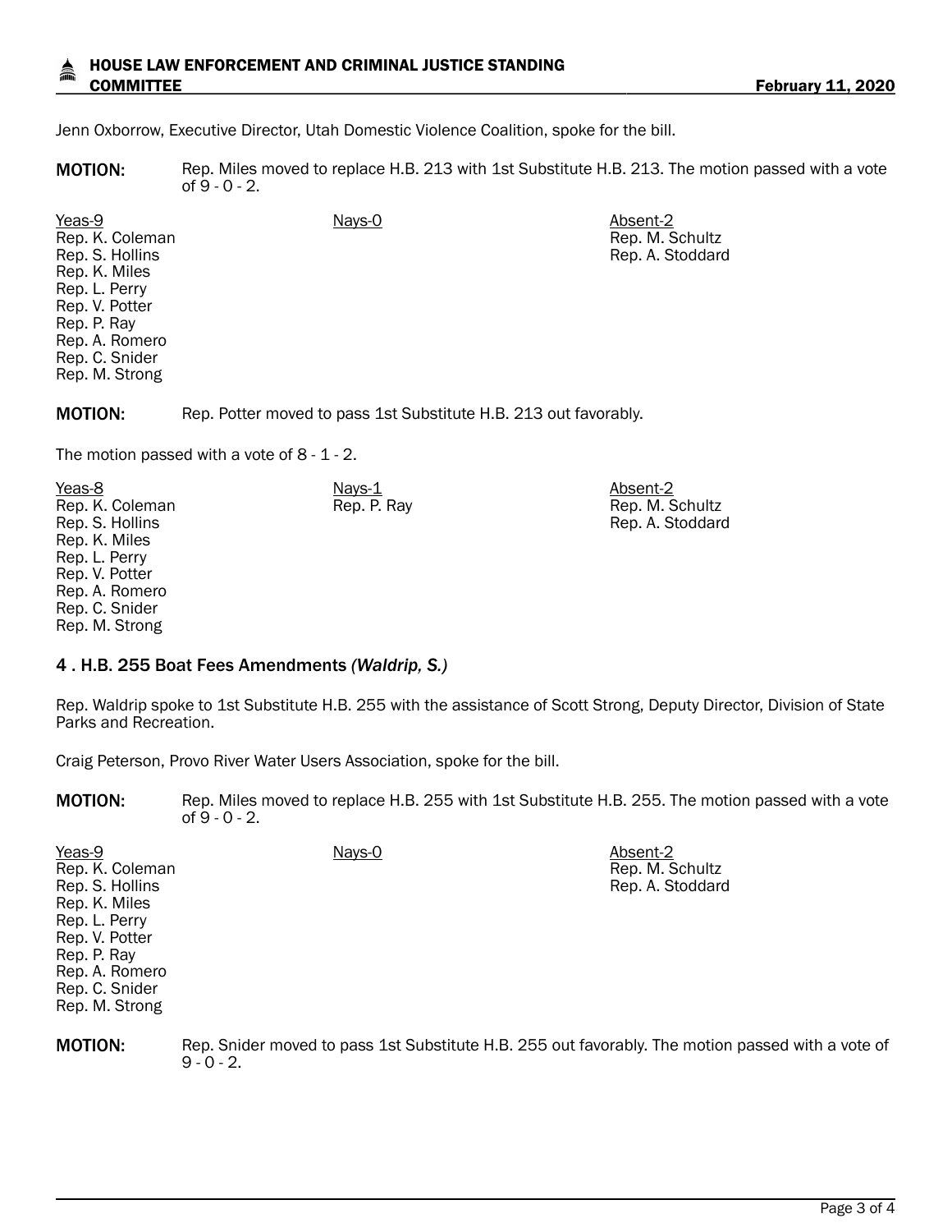Jenn Oxborrow, Executive Director, Utah Domestic Violence Coalition, spoke for the bill.

**MOTION:** Rep. Miles moved to replace H.B. 213 with 1st Substitute H.B. 213. The motion passed with a vote of 9 - 0 - 2.

| Yeas-9 | Nays-0 | Absent-2 |
|---|---|---|
| Rep. K. Coleman | | Rep. M. Schultz |
| Rep. S. Hollins | | Rep. A. Stoddard |
| Rep. K. Miles | | |
| Rep. L. Perry | | |
| Rep. V. Potter | | |
| Rep. P. Ray | | |
| Rep. A. Romero | | |
| Rep. C. Snider | | |
| Rep. M. Strong | | |

**MOTION:** Rep. Potter moved to pass 1st Substitute H.B. 213 out favorably.

The motion passed with a vote of 8 - 1 - 2.

| Yeas-8 | Nays-1 | Absent-2 |
|---|---|---|
| Rep. K. Coleman | Rep. P. Ray | Rep. M. Schultz |
| Rep. S. Hollins | | Rep. A. Stoddard |
| Rep. K. Miles | | |
| Rep. L. Perry | | |
| Rep. V. Potter | | |
| Rep. A. Romero | | |
| Rep. C. Snider | | |
| Rep. M. Strong | | |

### 4 . H.B. 255 Boat Fees Amendments *(Waldrip, S.)*

Rep. Waldrip spoke to 1st Substitute H.B. 255 with the assistance of Scott Strong, Deputy Director, Division of State Parks and Recreation.

Craig Peterson, Provo River Water Users Association, spoke for the bill.

**MOTION:** Rep. Miles moved to replace H.B. 255 with 1st Substitute H.B. 255. The motion passed with a vote of 9 - 0 - 2.

| Yeas-9 | Nays-0 | Absent-2 |
|---|---|---|
| Rep. K. Coleman | | Rep. M. Schultz |
| Rep. S. Hollins | | Rep. A. Stoddard |
| Rep. K. Miles | | |
| Rep. L. Perry | | |
| Rep. V. Potter | | |
| Rep. P. Ray | | |
| Rep. A. Romero | | |
| Rep. C. Snider | | |
| Rep. M. Strong | | |

**MOTION:** Rep. Snider moved to pass 1st Substitute H.B. 255 out favorably. The motion passed with a vote of 9 - 0 - 2.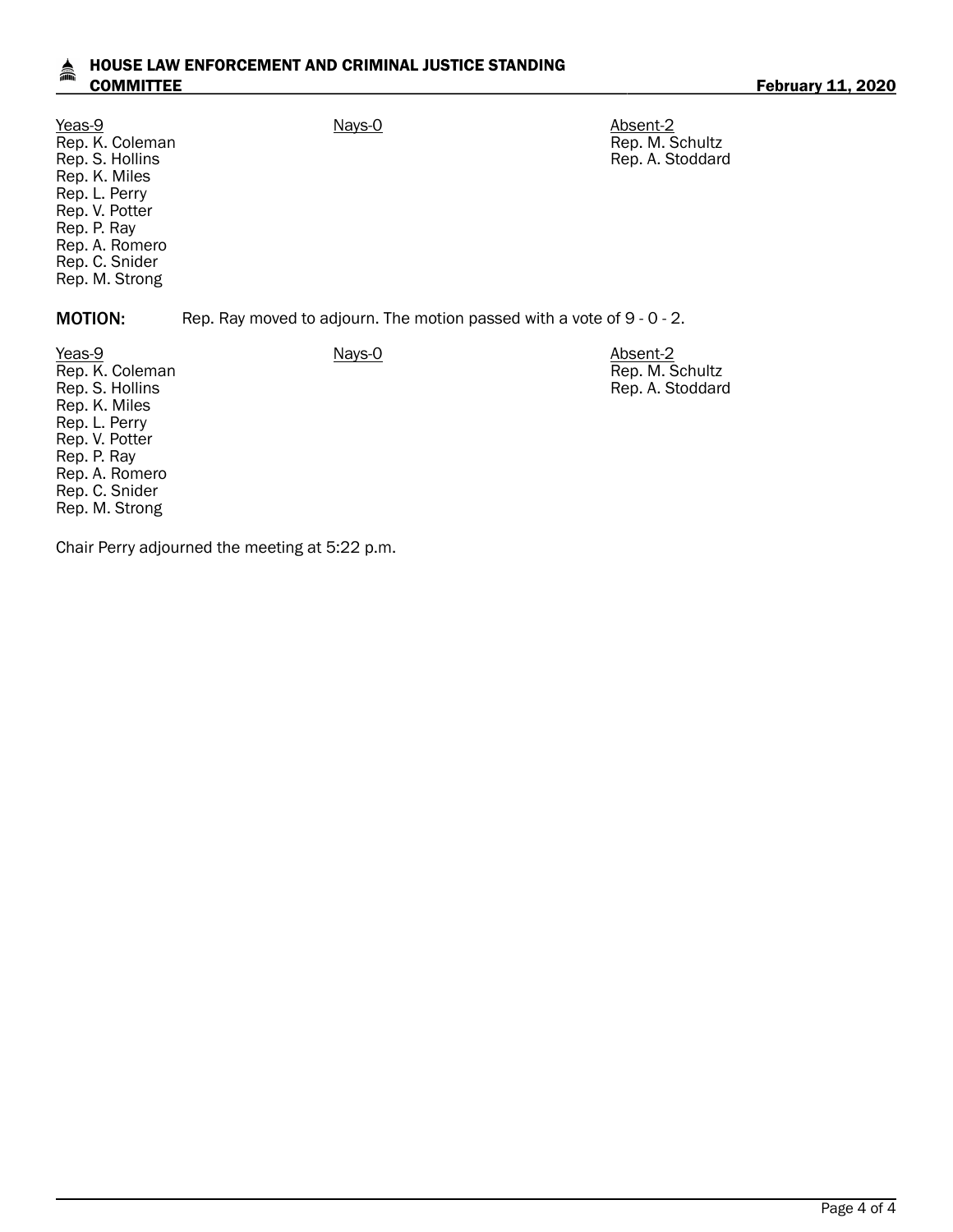| Yeas-9 | Nays-0 | Absent-2 |
| --- | --- | --- |
| Rep. K. Coleman | | Rep. M. Schultz |
| Rep. S. Hollins | | Rep. A. Stoddard |
| Rep. K. Miles | | |
| Rep. L. Perry | | |
| Rep. V. Potter | | |
| Rep. P. Ray | | |
| Rep. A. Romero | | |
| Rep. C. Snider | | |
| Rep. M. Strong | | |

**MOTION:** Rep. Ray moved to adjourn. The motion passed with a vote of 9 - 0 - 2.

| Yeas-9 | Nays-0 | Absent-2 |
| --- | --- | --- |
| Rep. K. Coleman | | Rep. M. Schultz |
| Rep. S. Hollins | | Rep. A. Stoddard |
| Rep. K. Miles | | |
| Rep. L. Perry | | |
| Rep. V. Potter | | |
| Rep. P. Ray | | |
| Rep. A. Romero | | |
| Rep. C. Snider | | |
| Rep. M. Strong | | |

Chair Perry adjourned the meeting at 5:22 p.m.